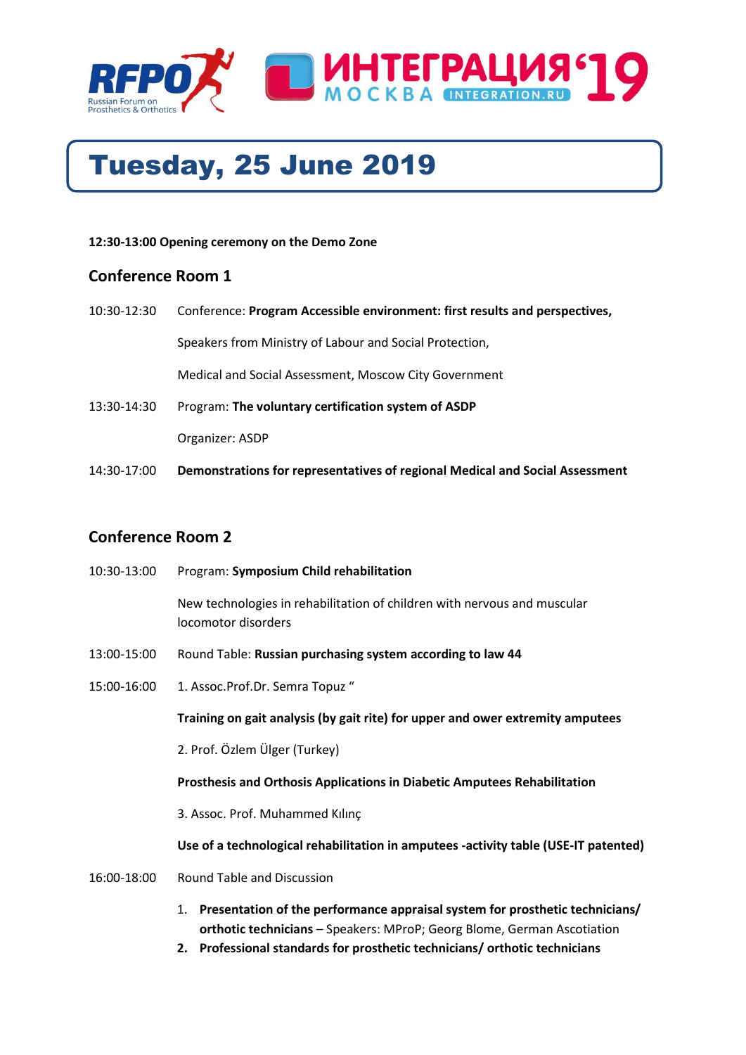RFPO Russian Forum on Prosthetics & Orthotics

ИНТЕГРАЦИЯ'19 МОСКВА INTEGRATION.RU

# Tuesday, 25 June 2019

**12:30-13:00 Opening ceremony on the Demo Zone**

## Conference Room 1

10:30-12:30 Conference: **Program Accessible environment: first results and perspectives,**

Speakers from Ministry of Labour and Social Protection,

Medical and Social Assessment, Moscow City Government

13:30-14:30 Program: **The voluntary certification system of ASDP**

Organizer: ASDP

14:30-17:00 **Demonstrations for representatives of regional Medical and Social Assessment**

## Conference Room 2

10:30-13:00 Program: **Symposium Child rehabilitation**

New technologies in rehabilitation of children with nervous and muscular locomotor disorders

13:00-15:00 Round Table: **Russian purchasing system according to law 44**

15:00-16:00 1. Assoc.Prof.Dr. Semra Topuz "

**Training on gait analysis (by gait rite) for upper and ower extremity amputees**

2. Prof. Özlem Ülger (Turkey)

**Prosthesis and Orthosis Applications in Diabetic Amputees Rehabilitation**

3. Assoc. Prof. Muhammed Kılınç

**Use of a technological rehabilitation in amputees -activity table (USE-IT patented)**

16:00-18:00 Round Table and Discussion

1. **Presentation of the performance appraisal system for prosthetic technicians/ orthotic technicians** – Speakers: MProP; Georg Blome, German Ascotiation
2. **Professional standards for prosthetic technicians/ orthotic technicians**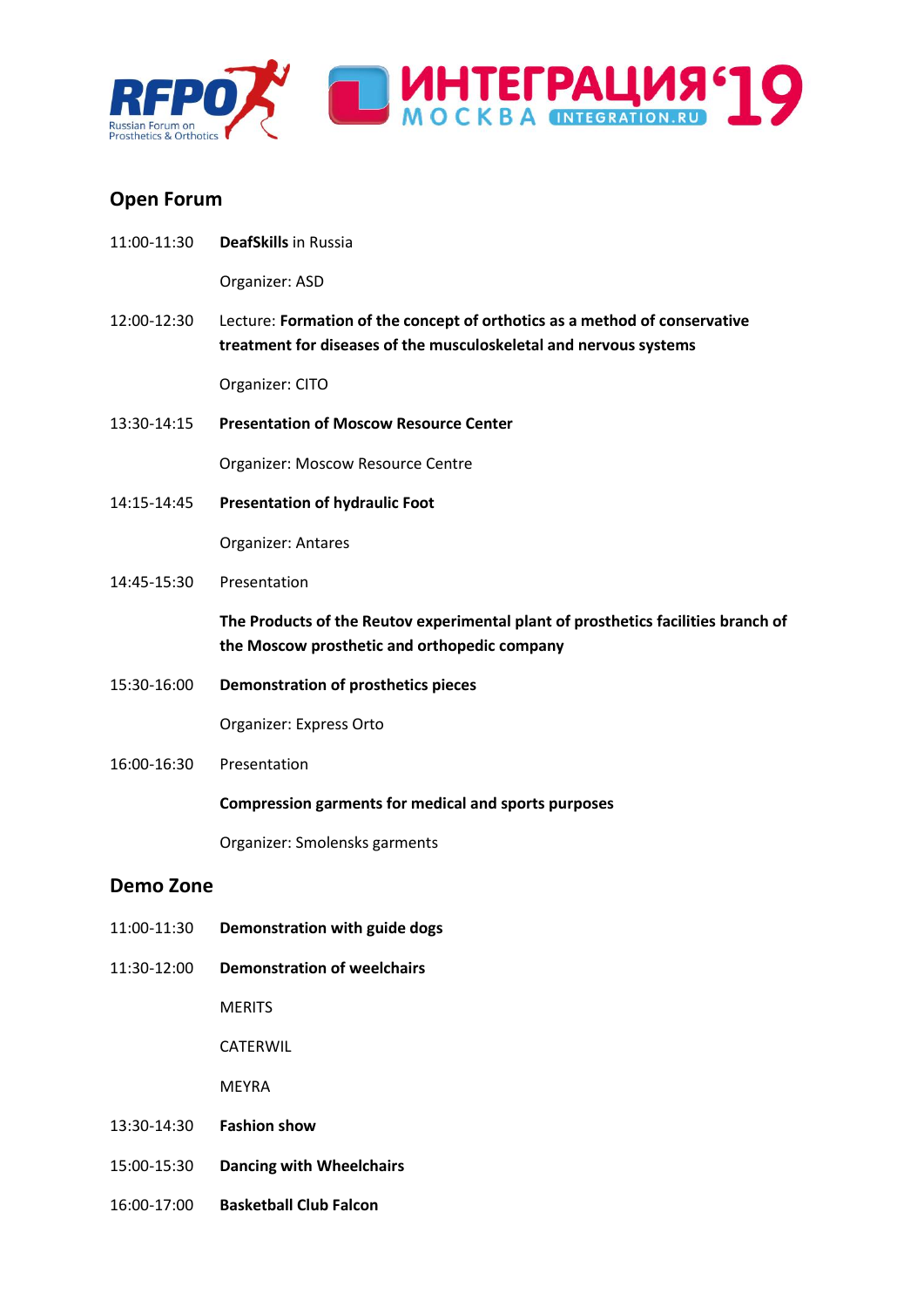## Open Forum

11:00-11:30 **DeafSkills** in Russia

Organizer: ASD

12:00-12:30 Lecture: **Formation of the concept of orthotics as a method of conservative treatment for diseases of the musculoskeletal and nervous systems**

Organizer: CITO

13:30-14:15 **Presentation of Moscow Resource Center**

Organizer: Moscow Resource Centre

14:15-14:45 **Presentation of hydraulic Foot**

Organizer: Antares

14:45-15:30 Presentation

**The Products of the Reutov experimental plant of prosthetics facilities branch of the Moscow prosthetic and orthopedic company**

15:30-16:00 **Demonstration of prosthetics pieces**

Organizer: Express Orto

16:00-16:30 Presentation

**Compression garments for medical and sports purposes**

Organizer: Smolensks garments

## Demo Zone

11:00-11:30 **Demonstration with guide dogs**

11:30-12:00 **Demonstration of weelchairs**

MERITS

CATERWIL

MEYRA

13:30-14:30 **Fashion show**

15:00-15:30 **Dancing with Wheelchairs**

16:00-17:00 **Basketball Club Falcon**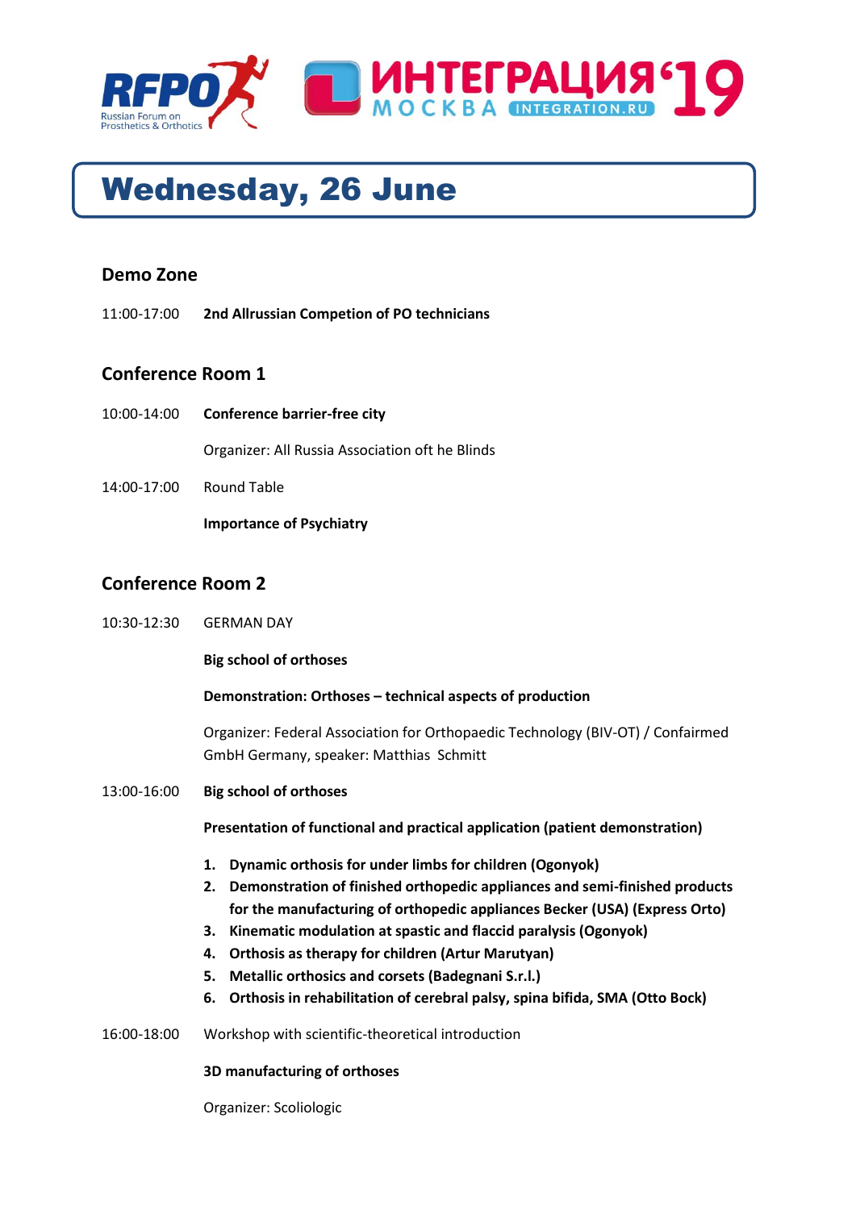# Wednesday, 26 June

## Demo Zone

11:00-17:00 **2nd Allrussian Competion of PO technicians**

## Conference Room 1

10:00-14:00 **Conference barrier-free city**

Organizer: All Russia Association oft he Blinds

14:00-17:00 Round Table

**Importance of Psychiatry**

## Conference Room 2

10:30-12:30 GERMAN DAY

**Big school of orthoses**

**Demonstration: Orthoses – technical aspects of production**

Organizer: Federal Association for Orthopaedic Technology (BIV-OT) / Confairmed GmbH Germany, speaker: Matthias Schmitt

13:00-16:00 **Big school of orthoses**

**Presentation of functional and practical application (patient demonstration)**

1. **Dynamic orthosis for under limbs for children (Ogonyok)**
2. **Demonstration of finished orthopedic appliances and semi-finished products for the manufacturing of orthopedic appliances Becker (USA) (Express Orto)**
3. **Kinematic modulation at spastic and flaccid paralysis (Ogonyok)**
4. **Orthosis as therapy for children (Artur Marutyan)**
5. **Metallic orthosics and corsets (Badegnani S.r.l.)**
6. **Orthosis in rehabilitation of cerebral palsy, spina bifida, SMA (Otto Bock)**

16:00-18:00 Workshop with scientific-theoretical introduction

**3D manufacturing of orthoses**

Organizer: Scoliologic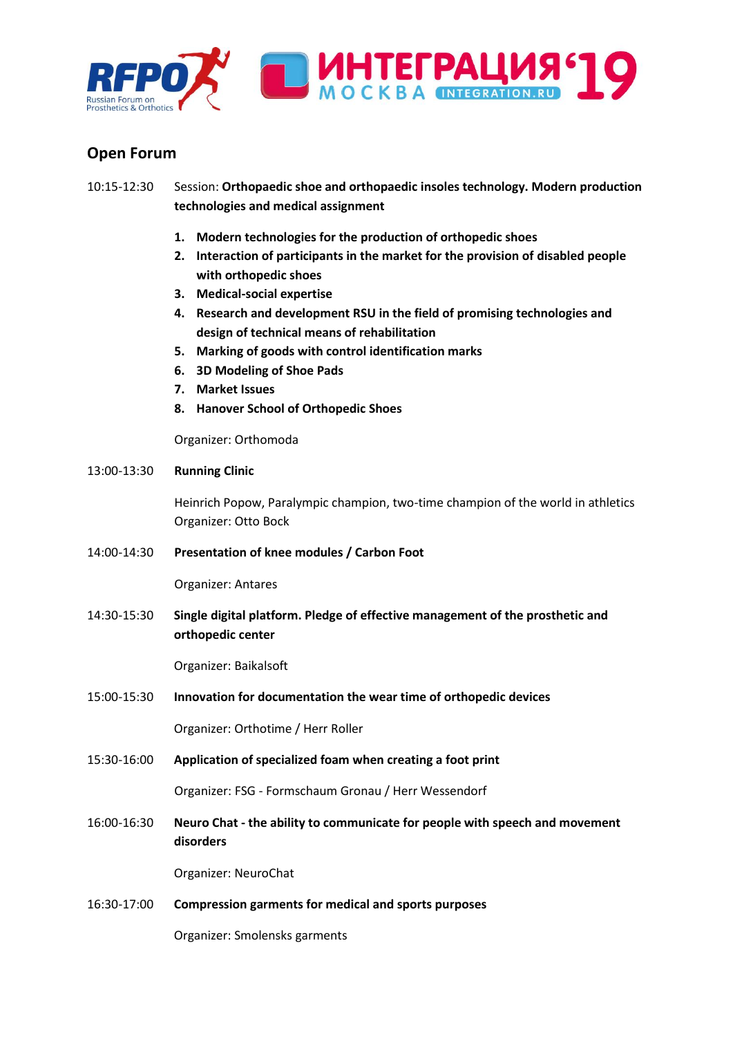## Open Forum

10:15-12:30 Session: **Orthopaedic shoe and orthopaedic insoles technology. Modern production technologies and medical assignment**

1. **Modern technologies for the production of orthopedic shoes**
2. **Interaction of participants in the market for the provision of disabled people with orthopedic shoes**
3. **Medical-social expertise**
4. **Research and development RSU in the field of promising technologies and design of technical means of rehabilitation**
5. **Marking of goods with control identification marks**
6. **3D Modeling of Shoe Pads**
7. **Market Issues**
8. **Hanover School of Orthopedic Shoes**

Organizer: Orthomoda

13:00-13:30 **Running Clinic**

Heinrich Popow, Paralympic champion, two-time champion of the world in athletics
Organizer: Otto Bock

14:00-14:30 **Presentation of knee modules / Carbon Foot**

Organizer: Antares

14:30-15:30 **Single digital platform. Pledge of effective management of the prosthetic and orthopedic center**

Organizer: Baikalsoft

15:00-15:30 **Innovation for documentation the wear time of orthopedic devices**

Organizer: Orthotime / Herr Roller

15:30-16:00 **Application of specialized foam when creating a foot print**

Organizer: FSG - Formschaum Gronau / Herr Wessendorf

16:00-16:30 **Neuro Chat - the ability to communicate for people with speech and movement disorders**

Organizer: NeuroChat

16:30-17:00 **Compression garments for medical and sports purposes**

Organizer: Smolensks garments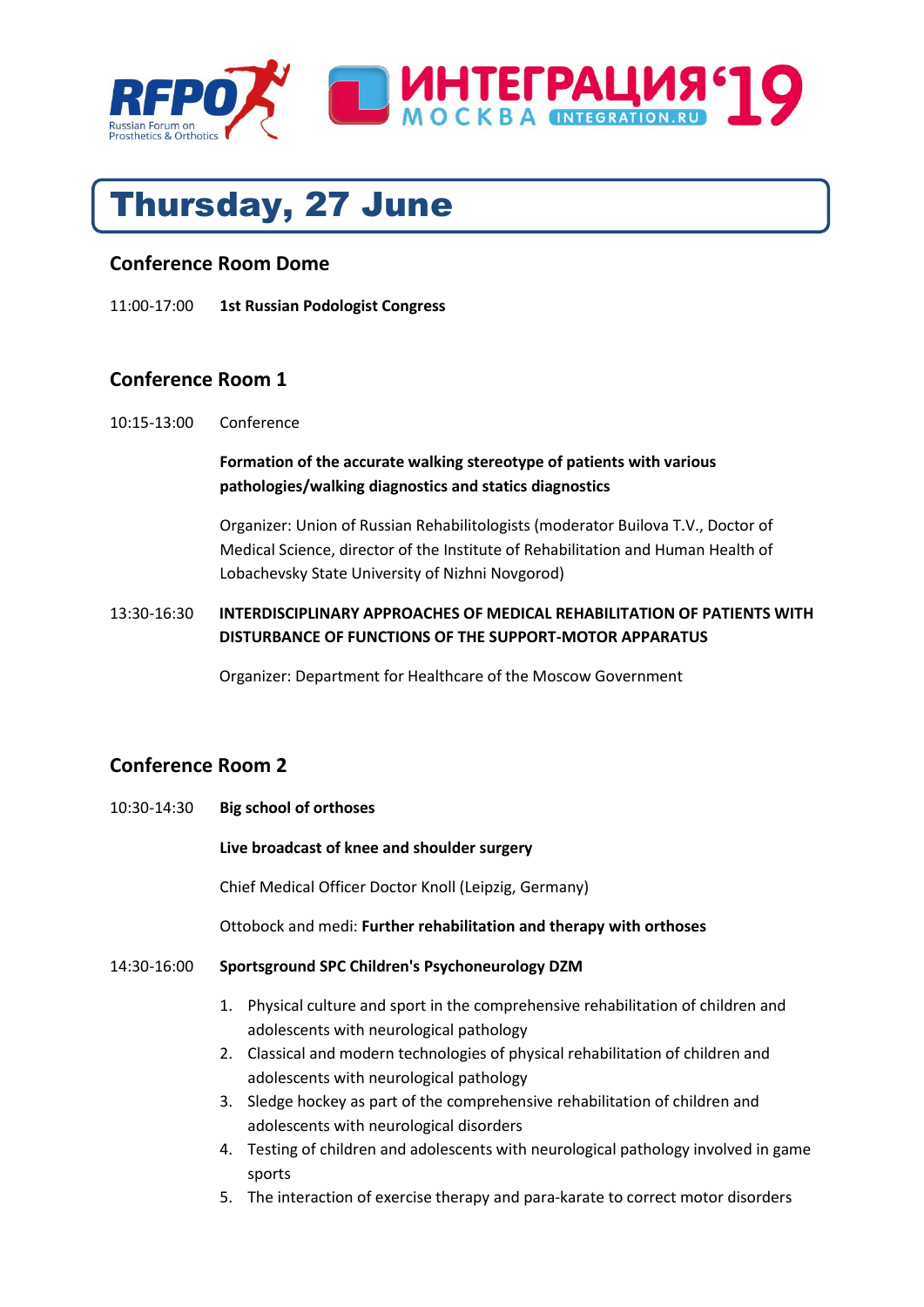# Thursday, 27 June

## Conference Room Dome

11:00-17:00 **1st Russian Podologist Congress**

## Conference Room 1

10:15-13:00 Conference

**Formation of the accurate walking stereotype of patients with various pathologies/walking diagnostics and statics diagnostics**

Organizer: Union of Russian Rehabilitologists (moderator Builova T.V., Doctor of Medical Science, director of the Institute of Rehabilitation and Human Health of Lobachevsky State University of Nizhni Novgorod)

13:30-16:30 **INTERDISCIPLINARY APPROACHES OF MEDICAL REHABILITATION OF PATIENTS WITH DISTURBANCE OF FUNCTIONS OF THE SUPPORT-MOTOR APPARATUS**

Organizer: Department for Healthcare of the Moscow Government

## Conference Room 2

10:30-14:30 **Big school of orthoses**

**Live broadcast of knee and shoulder surgery**

Chief Medical Officer Doctor Knoll (Leipzig, Germany)

Ottobock and medi: **Further rehabilitation and therapy with orthoses**

14:30-16:00 **Sportsground SPC Children's Psychoneurology DZM**

1. Physical culture and sport in the comprehensive rehabilitation of children and adolescents with neurological pathology
2. Classical and modern technologies of physical rehabilitation of children and adolescents with neurological pathology
3. Sledge hockey as part of the comprehensive rehabilitation of children and adolescents with neurological disorders
4. Testing of children and adolescents with neurological pathology involved in game sports
5. The interaction of exercise therapy and para-karate to correct motor disorders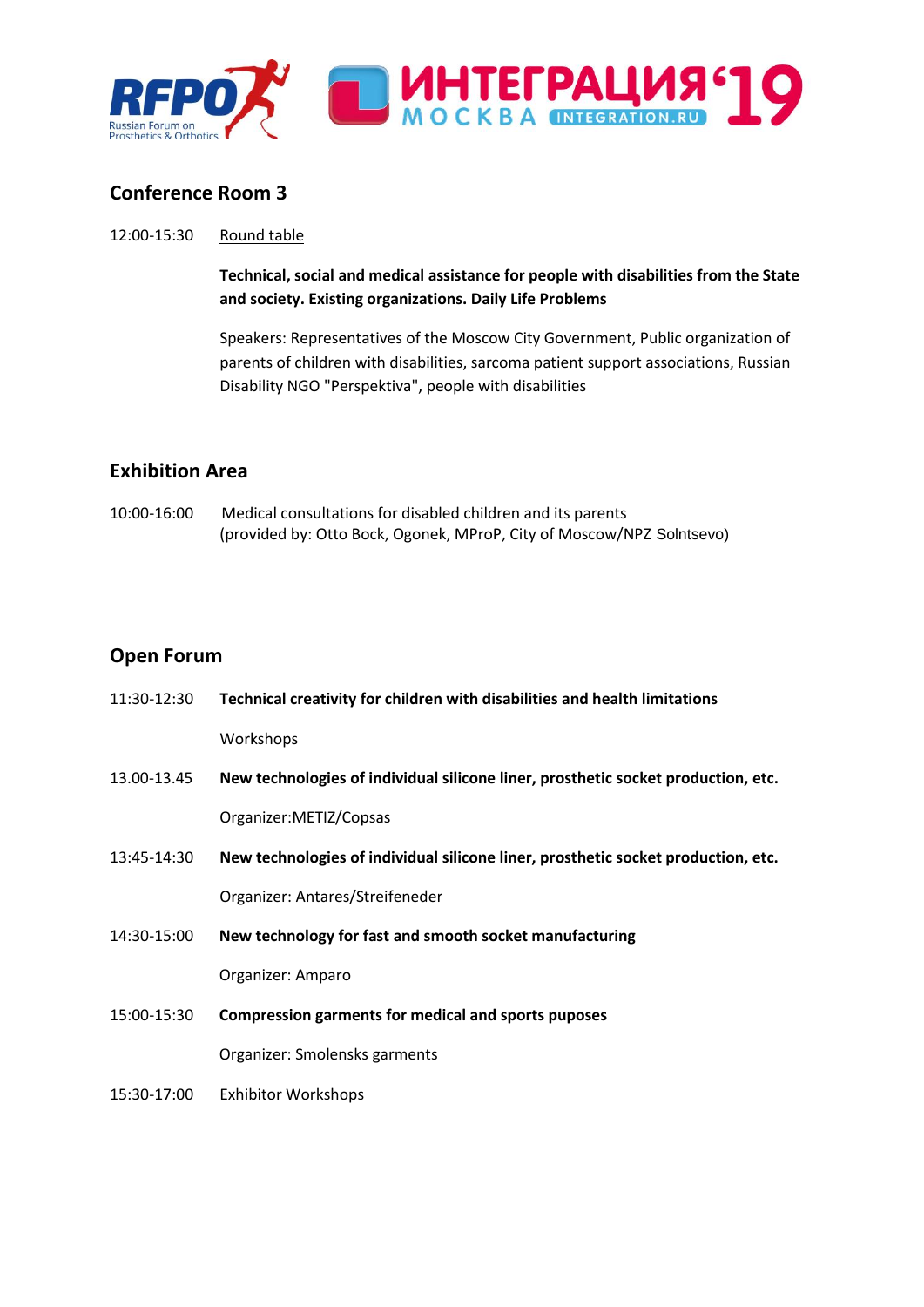## Conference Room 3

12:00-15:30 Round table

**Technical, social and medical assistance for people with disabilities from the State and society. Existing organizations. Daily Life Problems**

Speakers: Representatives of the Moscow City Government, Public organization of parents of children with disabilities, sarcoma patient support associations, Russian Disability NGO "Perspektiva", people with disabilities

## Exhibition Area

10:00-16:00 Medical consultations for disabled children and its parents (provided by: Otto Bock, Ogonek, MProP, City of Moscow/NPZ Solntsevo)

## Open Forum

11:30-12:30 **Technical creativity for children with disabilities and health limitations**

Workshops

13.00-13.45 **New technologies of individual silicone liner, prosthetic socket production, etc.**

Organizer:METIZ/Copsas

13:45-14:30 **New technologies of individual silicone liner, prosthetic socket production, etc.**

Organizer: Antares/Streifeneder

14:30-15:00 **New technology for fast and smooth socket manufacturing**

Organizer: Amparo

15:00-15:30 **Compression garments for medical and sports puposes**

Organizer: Smolensks garments

15:30-17:00 Exhibitor Workshops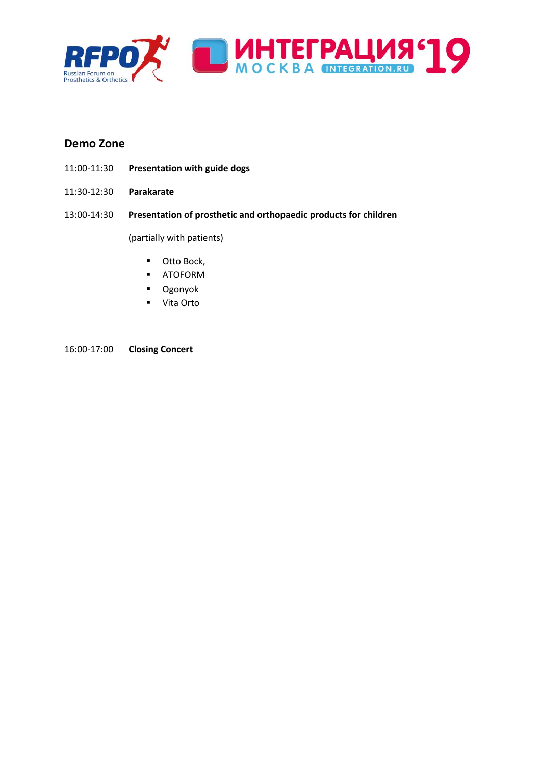## Demo Zone

11:00-11:30 **Presentation with guide dogs**

11:30-12:30 **Parakarate**

13:00-14:30 **Presentation of prosthetic and orthopaedic products for children**

(partially with patients)

- Otto Bock,
- ATOFORM
- Ogonyok
- Vita Orto

16:00-17:00 **Closing Concert**